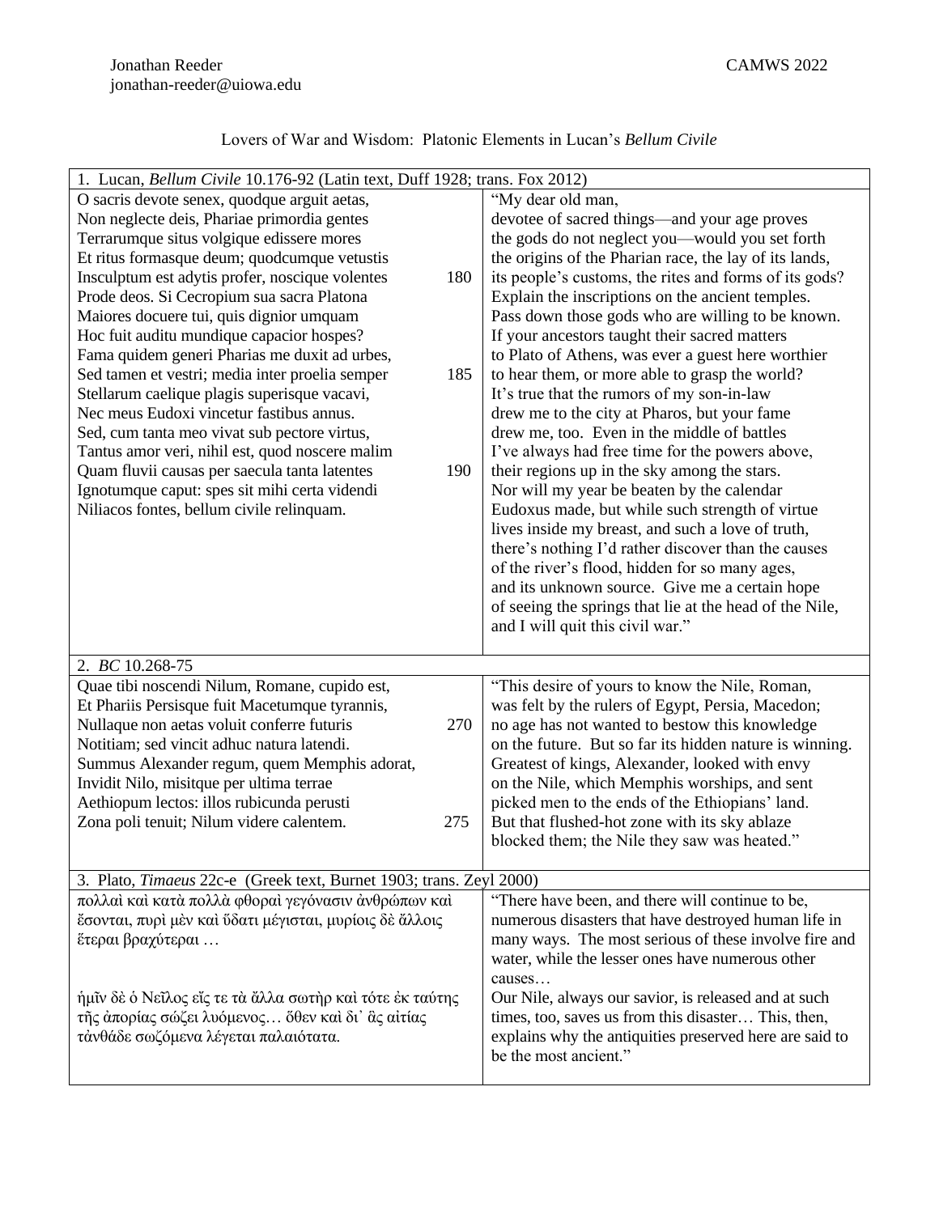Jonathan Reeder
jonathan-reeder@uiowa.edu

CAMWS 2022

Lovers of War and Wisdom: Platonic Elements in Lucan's *Bellum Civile*

| 1. Lucan, *Bellum Civile* 10.176-92 (Latin text, Duff 1928; trans. Fox 2012) | |
|---|---|
| O sacris devote senex, quodque arguit aetas,<br>Non neglecte deis, Phariae primordia gentes<br>Terrarumque situs volgique edissere mores<br>Et ritus formasque deum; quodcumque vetustis<br>Insculptum est adytis profer, noscique volentes 180<br>Prode deos. Si Cecropium sua sacra Platona<br>Maiores docuere tui, quis dignior umquam<br>Hoc fuit auditu mundique capacior hospes?<br>Fama quidem generi Pharias me duxit ad urbes,<br>Sed tamen et vestri; media inter proelia semper 185<br>Stellarum caelique plagis superisque vacavi,<br>Nec meus Eudoxi vincetur fastibus annus.<br>Sed, cum tanta meo vivat sub pectore virtus,<br>Tantus amor veri, nihil est, quod noscere malim<br>Quam fluvii causas per saecula tanta latentes 190<br>Ignotumque caput: spes sit mihi certa videndi<br>Niliacos fontes, bellum civile relinquam. | "My dear old man,<br>devotee of sacred things—and your age proves<br>the gods do not neglect you—would you set forth<br>the origins of the Pharian race, the lay of its lands,<br>its people's customs, the rites and forms of its gods?<br>Explain the inscriptions on the ancient temples.<br>Pass down those gods who are willing to be known.<br>If your ancestors taught their sacred matters<br>to Plato of Athens, was ever a guest here worthier<br>to hear them, or more able to grasp the world?<br>It's true that the rumors of my son-in-law<br>drew me to the city at Pharos, but your fame<br>drew me, too. Even in the middle of battles<br>I've always had free time for the powers above,<br>their regions up in the sky among the stars.<br>Nor will my year be beaten by the calendar<br>Eudoxus made, but while such strength of virtue<br>lives inside my breast, and such a love of truth,<br>there's nothing I'd rather discover than the causes<br>of the river's flood, hidden for so many ages,<br>and its unknown source. Give me a certain hope<br>of seeing the springs that lie at the head of the Nile,<br>and I will quit this civil war." |
| 2. *BC* 10.268-75 | |
| Quae tibi noscendi Nilum, Romane, cupido est,<br>Et Phariis Persisque fuit Macetumque tyrannis,<br>Nullaque non aetas voluit conferre futuris 270<br>Notitiam; sed vincit adhuc natura latendi.<br>Summus Alexander regum, quem Memphis adorat,<br>Invidit Nilo, misitque per ultima terrae<br>Aethiopum lectos: illos rubicunda perusti<br>Zona poli tenuit; Nilum videre calentem. 275 | "This desire of yours to know the Nile, Roman,<br>was felt by the rulers of Egypt, Persia, Macedon;<br>no age has not wanted to bestow this knowledge<br>on the future. But so far its hidden nature is winning.<br>Greatest of kings, Alexander, looked with envy<br>on the Nile, which Memphis worships, and sent<br>picked men to the ends of the Ethiopians' land.<br>But that flushed-hot zone with its sky ablaze<br>blocked them; the Nile they saw was heated." |
| 3. Plato, *Timaeus* 22c-e (Greek text, Burnet 1903; trans. Zeyl 2000) | |
| πολλαὶ καὶ κατὰ πολλὰ φθοραὶ γεγόνασιν ἀνθρώπων καὶ ἔσονται, πυρὶ μὲν καὶ ὕδατι μέγισται, μυρίοις δὲ ἄλλοις ἕτεραι βραχύτεραι …<br><br>ἡμῖν δὲ ὁ Νεῖλος εἴς τε τὰ ἄλλα σωτὴρ καὶ τότε ἐκ ταύτης τῆς ἀπορίας σῴζει λυόμενος… ὅθεν καὶ δι᾽ ἃς αἰτίας τἀνθάδε σῳζόμενα λέγεται παλαιότατα. | "There have been, and there will continue to be, numerous disasters that have destroyed human life in many ways. The most serious of these involve fire and water, while the lesser ones have numerous other causes…<br>Our Nile, always our savior, is released and at such times, too, saves us from this disaster… This, then, explains why the antiquities preserved here are said to be the most ancient." |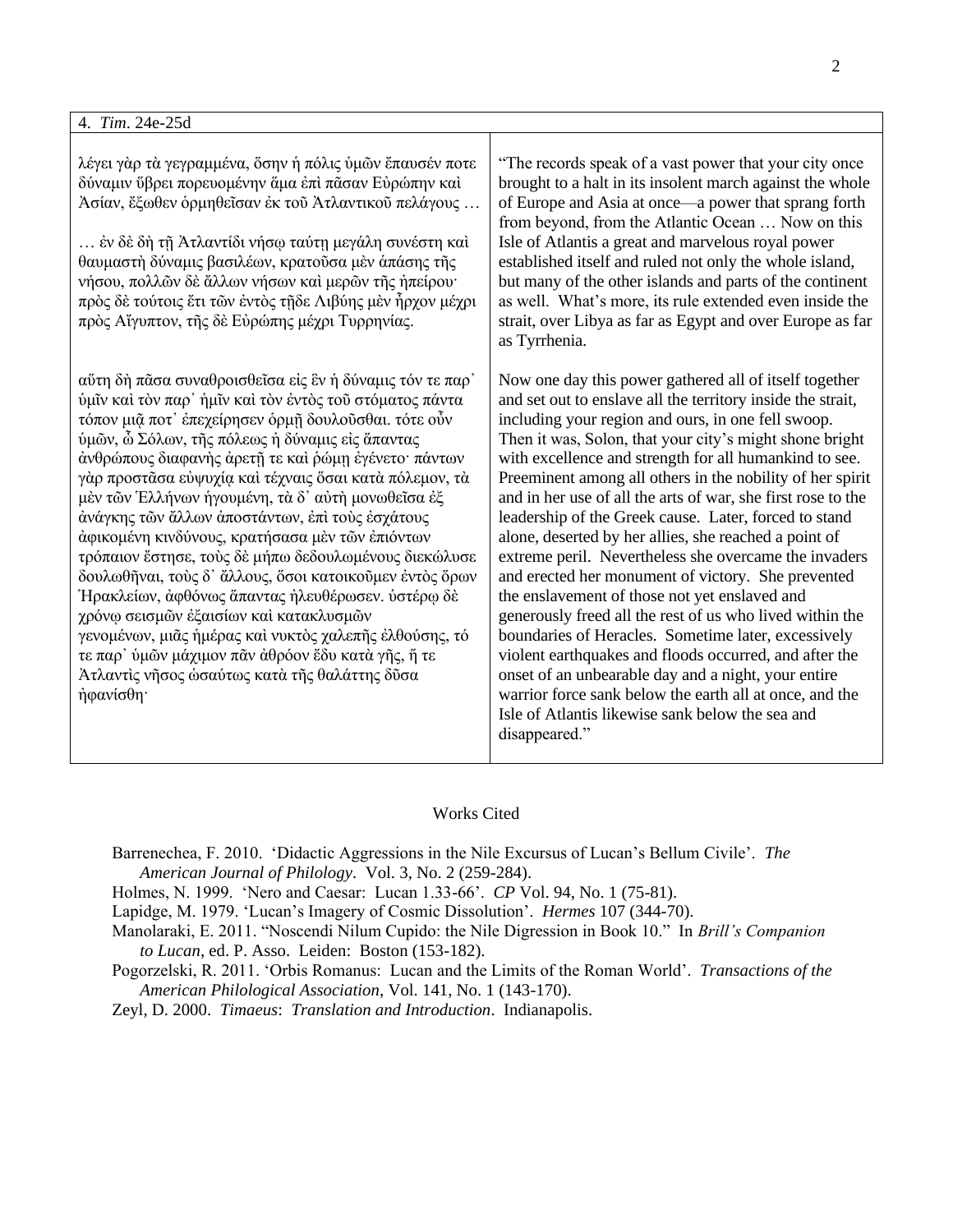| 4. *Tim*. 24e-25d | |
|---|---|
| λέγει γὰρ τὰ γεγραμμένα, ὅσην ἡ πόλις ὑμῶν ἔπαυσέν ποτε δύναμιν ὕβρει πορευομένην ἅμα ἐπὶ πᾶσαν Εὐρώπην καὶ Ἀσίαν, ἔξωθεν ὁρμηθεῖσαν ἐκ τοῦ Ἀτλαντικοῦ πελάγους … … ἐν δὲ δὴ τῇ Ἀτλαντίδι νήσῳ ταύτῃ μεγάλη συνέστη καὶ θαυμαστὴ δύναμις βασιλέων, κρατοῦσα μὲν ἁπάσης τῆς νήσου, πολλῶν δὲ ἄλλων νήσων καὶ μερῶν τῆς ἠπείρου· πρὸς δὲ τούτοις ἔτι τῶν ἐντὸς τῇδε Λιβύης μὲν ἦρχον μέχρι πρὸς Αἴγυπτον, τῆς δὲ Εὐρώπης μέχρι Τυρρηνίας. | "The records speak of a vast power that your city once brought to a halt in its insolent march against the whole of Europe and Asia at once—a power that sprang forth from beyond, from the Atlantic Ocean … Now on this Isle of Atlantis a great and marvelous royal power established itself and ruled not only the whole island, but many of the other islands and parts of the continent as well. What's more, its rule extended even inside the strait, over Libya as far as Egypt and over Europe as far as Tyrrhenia. |
| αὕτη δὴ πᾶσα συναθροισθεῖσα εἰς ἓν ἡ δύναμις τόν τε παρ᾽ ὑμῖν καὶ τὸν παρ᾽ ἡμῖν καὶ τὸν ἐντὸς τοῦ στόματος πάντα τόπον μιᾷ ποτ᾽ ἐπεχείρησεν ὁρμῇ δουλοῦσθαι. τότε οὖν ὑμῶν, ὦ Σόλων, τῆς πόλεως ἡ δύναμις εἰς ἅπαντας ἀνθρώπους διαφανὴς ἀρετῇ τε καὶ ῥώμῃ ἐγένετο· πάντων γὰρ προστᾶσα εὐψυχίᾳ καὶ τέχναις ὅσαι κατὰ πόλεμον, τὰ μὲν τῶν Ἑλλήνων ἡγουμένη, τὰ δ᾽ αὐτὴ μονωθεῖσα ἐξ ἀνάγκης τῶν ἄλλων ἀποστάντων, ἐπὶ τοὺς ἐσχάτους ἀφικομένη κινδύνους, κρατήσασα μὲν τῶν ἐπιόντων τρόπαιον ἔστησε, τοὺς δὲ μήπω δεδουλωμένους διεκώλυσε δουλωθῆναι, τοὺς δ᾽ ἄλλους, ὅσοι κατοικοῦμεν ἐντὸς ὅρων Ἡρακλείων, ἀφθόνως ἅπαντας ἠλευθέρωσεν. ὑστέρῳ δὲ χρόνῳ σεισμῶν ἐξαισίων καὶ κατακλυσμῶν γενομένων, μιᾶς ἡμέρας καὶ νυκτὸς χαλεπῆς ἐλθούσης, τό τε παρ᾽ ὑμῶν μάχιμον πᾶν ἀθρόον ἔδυ κατὰ γῆς, ἥ τε Ἀτλαντὶς νῆσος ὡσαύτως κατὰ τῆς θαλάττης δῦσα ἠφανίσθη· | Now one day this power gathered all of itself together and set out to enslave all the territory inside the strait, including your region and ours, in one fell swoop. Then it was, Solon, that your city's might shone bright with excellence and strength for all humankind to see. Preeminent among all others in the nobility of her spirit and in her use of all the arts of war, she first rose to the leadership of the Greek cause. Later, forced to stand alone, deserted by her allies, she reached a point of extreme peril. Nevertheless she overcame the invaders and erected her monument of victory. She prevented the enslavement of those not yet enslaved and generously freed all the rest of us who lived within the boundaries of Heracles. Sometime later, excessively violent earthquakes and floods occurred, and after the onset of an unbearable day and a night, your entire warrior force sank below the earth all at once, and the Isle of Atlantis likewise sank below the sea and disappeared." |

## Works Cited

Barrenechea, F. 2010. 'Didactic Aggressions in the Nile Excursus of Lucan's Bellum Civile'. *The American Journal of Philology*. Vol. 3, No. 2 (259-284).

Holmes, N. 1999. 'Nero and Caesar: Lucan 1.33-66'. *CP* Vol. 94, No. 1 (75-81).

Lapidge, M. 1979. 'Lucan's Imagery of Cosmic Dissolution'. *Hermes* 107 (344-70).

Manolaraki, E. 2011. "Noscendi Nilum Cupido: the Nile Digression in Book 10." In *Brill's Companion to Lucan*, ed. P. Asso. Leiden: Boston (153-182).

Pogorzelski, R. 2011. 'Orbis Romanus: Lucan and the Limits of the Roman World'. *Transactions of the American Philological Association*, Vol. 141, No. 1 (143-170).

Zeyl, D. 2000. *Timaeus*: *Translation and Introduction*. Indianapolis.